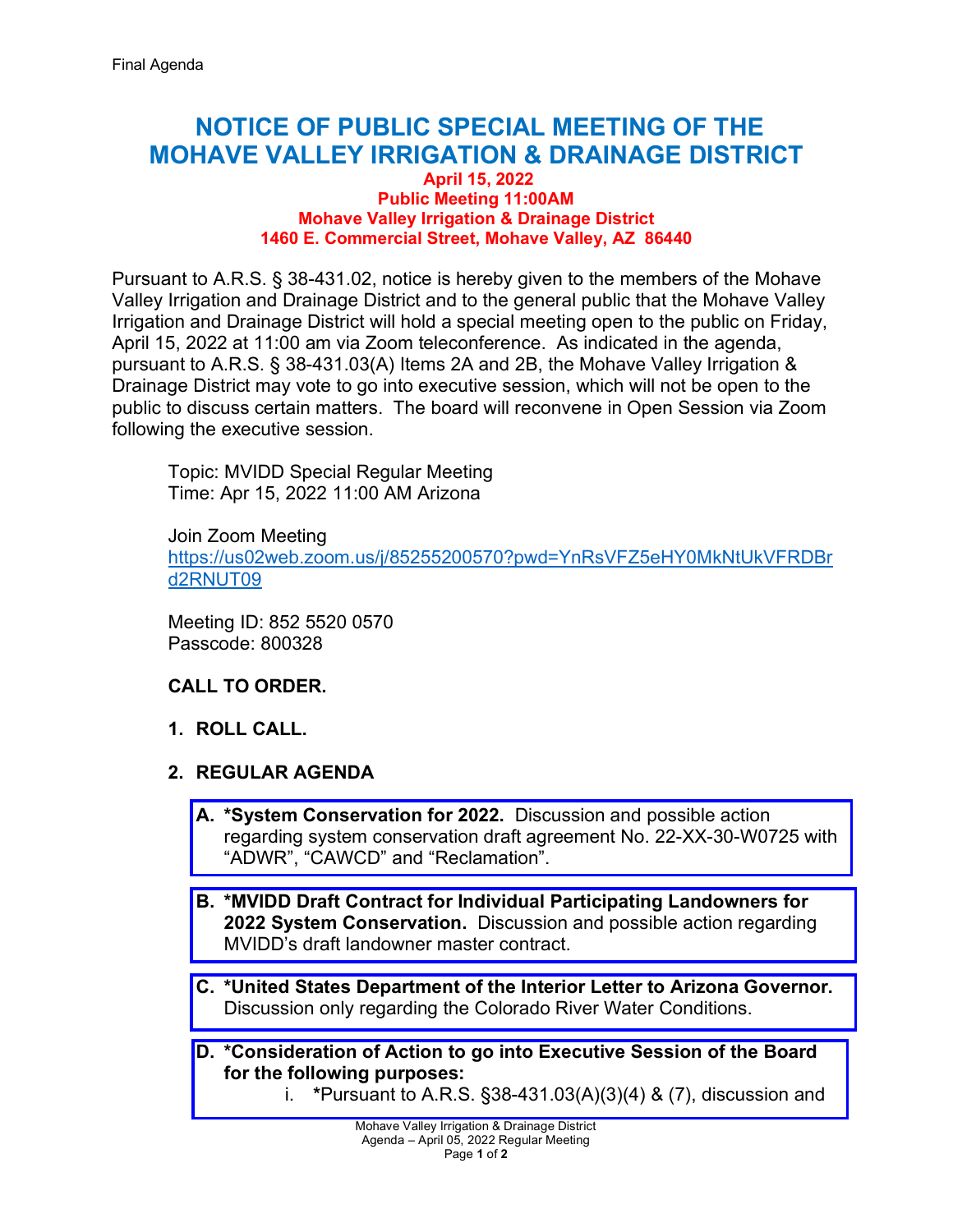Final Agenda

# NOTICE OF PUBLIC SPECIAL MEETING OF THE MOHAVE VALLEY IRRIGATION & DRAINAGE DISTRICT

**April 15, 2022**
**Public Meeting 11:00AM**
**Mohave Valley Irrigation & Drainage District**
**1460 E. Commercial Street, Mohave Valley, AZ 86440**

Pursuant to A.R.S. § 38-431.02, notice is hereby given to the members of the Mohave Valley Irrigation and Drainage District and to the general public that the Mohave Valley Irrigation and Drainage District will hold a special meeting open to the public on Friday, April 15, 2022 at 11:00 am via Zoom teleconference. As indicated in the agenda, pursuant to A.R.S. § 38-431.03(A) Items 2A and 2B, the Mohave Valley Irrigation & Drainage District may vote to go into executive session, which will not be open to the public to discuss certain matters. The board will reconvene in Open Session via Zoom following the executive session.

Topic: MVIDD Special Regular Meeting
Time: Apr 15, 2022 11:00 AM Arizona

Join Zoom Meeting
https://us02web.zoom.us/j/85255200570?pwd=YnRsVFZ5eHY0MkNtUkVFRDBrd2RNUT09

Meeting ID: 852 5520 0570
Passcode: 800328

**CALL TO ORDER.**

1. **ROLL CALL.**

2. **REGULAR AGENDA**

   A. ***System Conservation for 2022.** Discussion and possible action regarding system conservation draft agreement No. 22-XX-30-W0725 with "ADWR", "CAWCD" and "Reclamation".

   B. ***MVIDD Draft Contract for Individual Participating Landowners for 2022 System Conservation.** Discussion and possible action regarding MVIDD's draft landowner master contract.

   C. ***United States Department of the Interior Letter to Arizona Governor.** Discussion only regarding the Colorado River Water Conditions.

   D. ***Consideration of Action to go into Executive Session of the Board for the following purposes:**

      i. ***Pursuant to A.R.S. §38-431.03(A)(3)(4) & (7), discussion and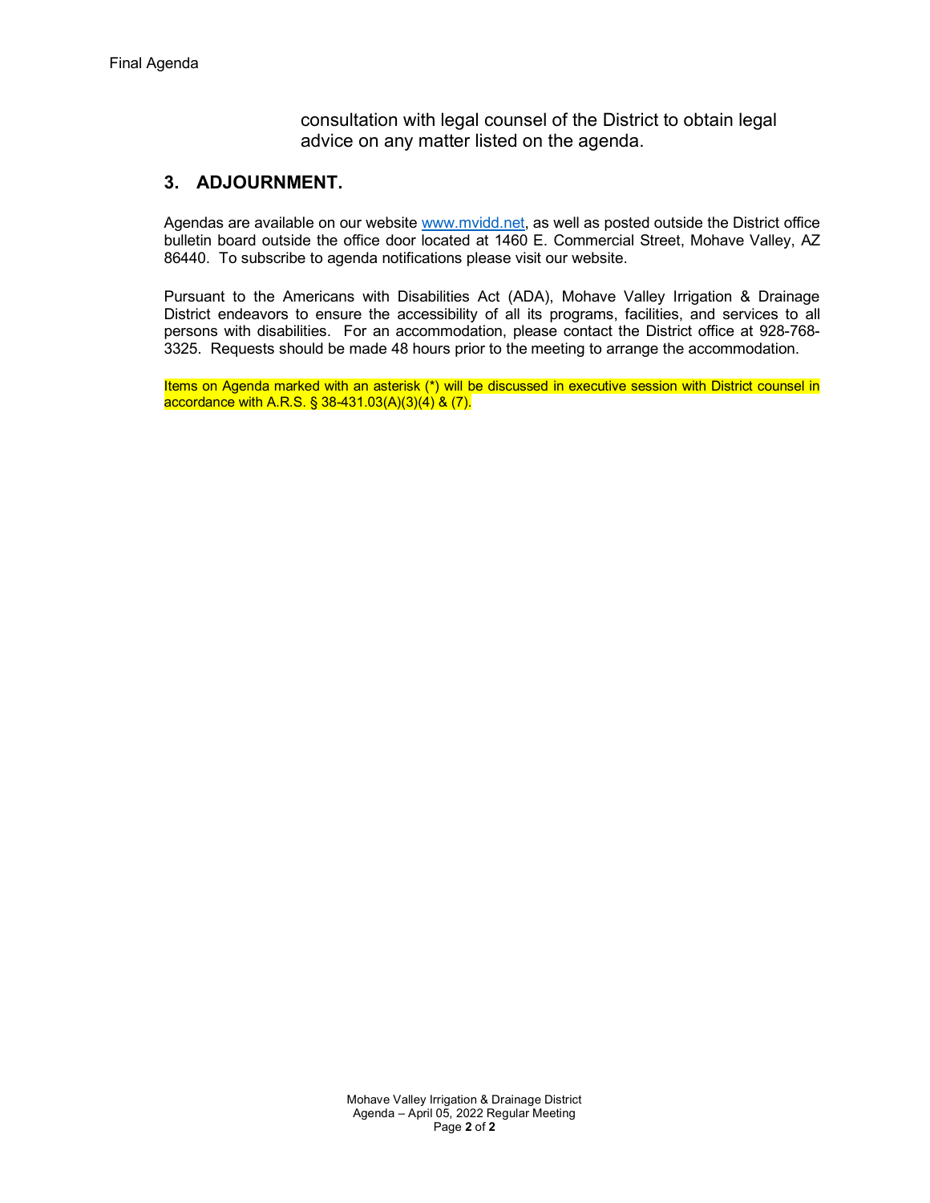consultation with legal counsel of the District to obtain legal advice on any matter listed on the agenda.

## 3. ADJOURNMENT.

Agendas are available on our website [www.mvidd.net](http://www.mvidd.net), as well as posted outside the District office bulletin board outside the office door located at 1460 E. Commercial Street, Mohave Valley, AZ 86440. To subscribe to agenda notifications please visit our website.

Pursuant to the Americans with Disabilities Act (ADA), Mohave Valley Irrigation & Drainage District endeavors to ensure the accessibility of all its programs, facilities, and services to all persons with disabilities. For an accommodation, please contact the District office at 928-768-3325. Requests should be made 48 hours prior to the meeting to arrange the accommodation.

Items on Agenda marked with an asterisk (*) will be discussed in executive session with District counsel in accordance with A.R.S. § 38-431.03(A)(3)(4) & (7).